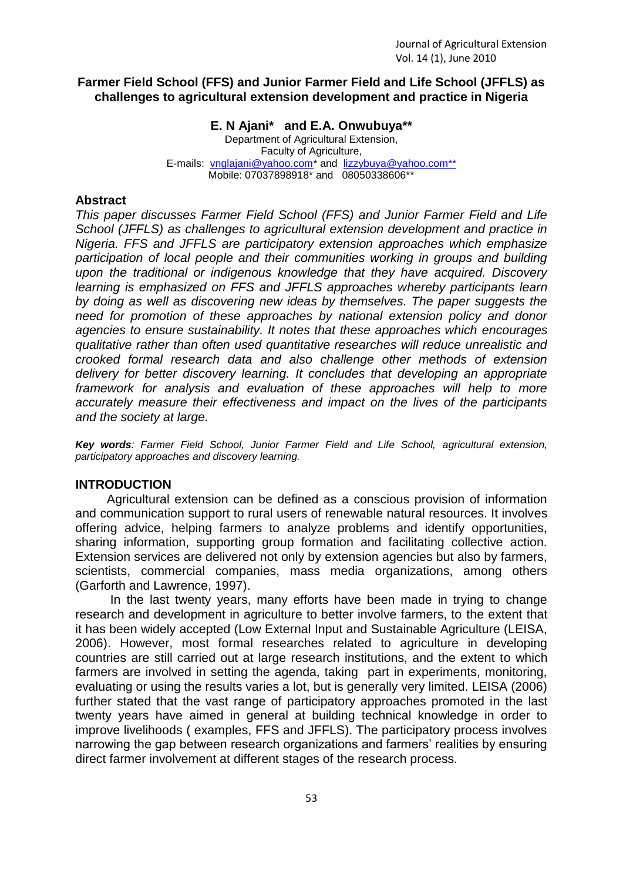# Farmer Field School (FFS) and Junior Farmer Field and Life School (JFFLS) as challenges to agricultural extension development and practice in Nigeria

**E. N Ajani* and E.A. Onwubuya****

Department of Agricultural Extension,
Faculty of Agriculture,
E-mails: vnglajani@yahoo.com* and lizzybuya@yahoo.com**
Mobile: 07037898918* and 08050338606**

## Abstract

*This paper discusses Farmer Field School (FFS) and Junior Farmer Field and Life School (JFFLS) as challenges to agricultural extension development and practice in Nigeria. FFS and JFFLS are participatory extension approaches which emphasize participation of local people and their communities working in groups and building upon the traditional or indigenous knowledge that they have acquired. Discovery learning is emphasized on FFS and JFFLS approaches whereby participants learn by doing as well as discovering new ideas by themselves. The paper suggests the need for promotion of these approaches by national extension policy and donor agencies to ensure sustainability. It notes that these approaches which encourages qualitative rather than often used quantitative researches will reduce unrealistic and crooked formal research data and also challenge other methods of extension delivery for better discovery learning. It concludes that developing an appropriate framework for analysis and evaluation of these approaches will help to more accurately measure their effectiveness and impact on the lives of the participants and the society at large.*

***Key words**: Farmer Field School, Junior Farmer Field and Life School, agricultural extension, participatory approaches and discovery learning.*

## INTRODUCTION

Agricultural extension can be defined as a conscious provision of information and communication support to rural users of renewable natural resources. It involves offering advice, helping farmers to analyze problems and identify opportunities, sharing information, supporting group formation and facilitating collective action. Extension services are delivered not only by extension agencies but also by farmers, scientists, commercial companies, mass media organizations, among others (Garforth and Lawrence, 1997).

In the last twenty years, many efforts have been made in trying to change research and development in agriculture to better involve farmers, to the extent that it has been widely accepted (Low External Input and Sustainable Agriculture (LEISA, 2006). However, most formal researches related to agriculture in developing countries are still carried out at large research institutions, and the extent to which farmers are involved in setting the agenda, taking part in experiments, monitoring, evaluating or using the results varies a lot, but is generally very limited. LEISA (2006) further stated that the vast range of participatory approaches promoted in the last twenty years have aimed in general at building technical knowledge in order to improve livelihoods ( examples, FFS and JFFLS). The participatory process involves narrowing the gap between research organizations and farmers' realities by ensuring direct farmer involvement at different stages of the research process.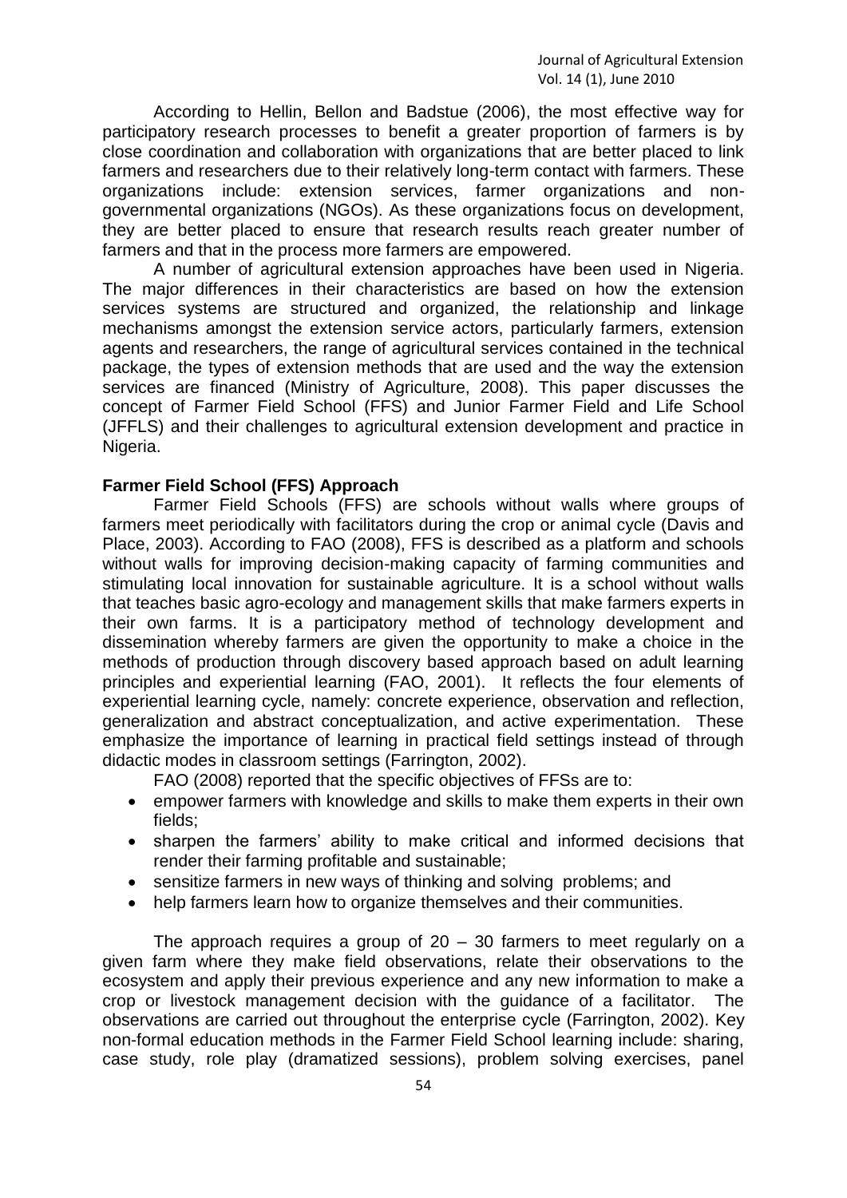According to Hellin, Bellon and Badstue (2006), the most effective way for participatory research processes to benefit a greater proportion of farmers is by close coordination and collaboration with organizations that are better placed to link farmers and researchers due to their relatively long-term contact with farmers. These organizations include: extension services, farmer organizations and non-governmental organizations (NGOs). As these organizations focus on development, they are better placed to ensure that research results reach greater number of farmers and that in the process more farmers are empowered.

A number of agricultural extension approaches have been used in Nigeria. The major differences in their characteristics are based on how the extension services systems are structured and organized, the relationship and linkage mechanisms amongst the extension service actors, particularly farmers, extension agents and researchers, the range of agricultural services contained in the technical package, the types of extension methods that are used and the way the extension services are financed (Ministry of Agriculture, 2008). This paper discusses the concept of Farmer Field School (FFS) and Junior Farmer Field and Life School (JFFLS) and their challenges to agricultural extension development and practice in Nigeria.

**Farmer Field School (FFS) Approach**

Farmer Field Schools (FFS) are schools without walls where groups of farmers meet periodically with facilitators during the crop or animal cycle (Davis and Place, 2003). According to FAO (2008), FFS is described as a platform and schools without walls for improving decision-making capacity of farming communities and stimulating local innovation for sustainable agriculture. It is a school without walls that teaches basic agro-ecology and management skills that make farmers experts in their own farms. It is a participatory method of technology development and dissemination whereby farmers are given the opportunity to make a choice in the methods of production through discovery based approach based on adult learning principles and experiential learning (FAO, 2001). It reflects the four elements of experiential learning cycle, namely: concrete experience, observation and reflection, generalization and abstract conceptualization, and active experimentation. These emphasize the importance of learning in practical field settings instead of through didactic modes in classroom settings (Farrington, 2002).

FAO (2008) reported that the specific objectives of FFSs are to:

- empower farmers with knowledge and skills to make them experts in their own fields;
- sharpen the farmers' ability to make critical and informed decisions that render their farming profitable and sustainable;
- sensitize farmers in new ways of thinking and solving problems; and
- help farmers learn how to organize themselves and their communities.

The approach requires a group of 20 – 30 farmers to meet regularly on a given farm where they make field observations, relate their observations to the ecosystem and apply their previous experience and any new information to make a crop or livestock management decision with the guidance of a facilitator. The observations are carried out throughout the enterprise cycle (Farrington, 2002). Key non-formal education methods in the Farmer Field School learning include: sharing, case study, role play (dramatized sessions), problem solving exercises, panel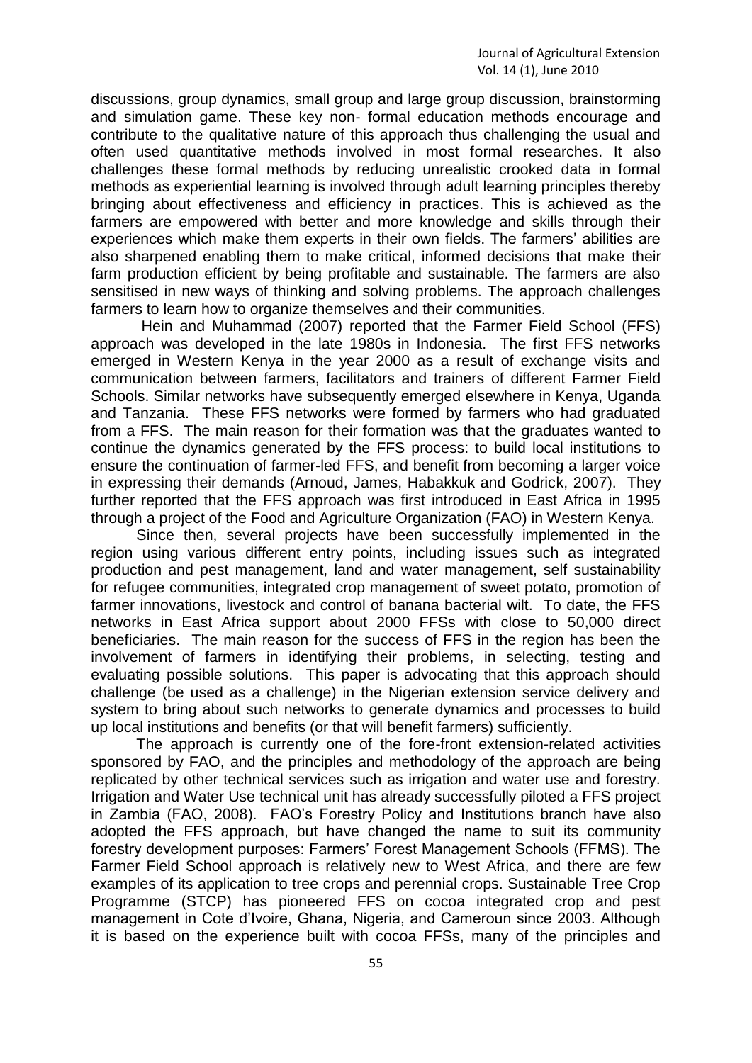discussions, group dynamics, small group and large group discussion, brainstorming and simulation game. These key non- formal education methods encourage and contribute to the qualitative nature of this approach thus challenging the usual and often used quantitative methods involved in most formal researches. It also challenges these formal methods by reducing unrealistic crooked data in formal methods as experiential learning is involved through adult learning principles thereby bringing about effectiveness and efficiency in practices. This is achieved as the farmers are empowered with better and more knowledge and skills through their experiences which make them experts in their own fields. The farmers' abilities are also sharpened enabling them to make critical, informed decisions that make their farm production efficient by being profitable and sustainable. The farmers are also sensitised in new ways of thinking and solving problems. The approach challenges farmers to learn how to organize themselves and their communities.

Hein and Muhammad (2007) reported that the Farmer Field School (FFS) approach was developed in the late 1980s in Indonesia. The first FFS networks emerged in Western Kenya in the year 2000 as a result of exchange visits and communication between farmers, facilitators and trainers of different Farmer Field Schools. Similar networks have subsequently emerged elsewhere in Kenya, Uganda and Tanzania. These FFS networks were formed by farmers who had graduated from a FFS. The main reason for their formation was that the graduates wanted to continue the dynamics generated by the FFS process: to build local institutions to ensure the continuation of farmer-led FFS, and benefit from becoming a larger voice in expressing their demands (Arnoud, James, Habakkuk and Godrick, 2007). They further reported that the FFS approach was first introduced in East Africa in 1995 through a project of the Food and Agriculture Organization (FAO) in Western Kenya.

Since then, several projects have been successfully implemented in the region using various different entry points, including issues such as integrated production and pest management, land and water management, self sustainability for refugee communities, integrated crop management of sweet potato, promotion of farmer innovations, livestock and control of banana bacterial wilt. To date, the FFS networks in East Africa support about 2000 FFSs with close to 50,000 direct beneficiaries. The main reason for the success of FFS in the region has been the involvement of farmers in identifying their problems, in selecting, testing and evaluating possible solutions. This paper is advocating that this approach should challenge (be used as a challenge) in the Nigerian extension service delivery and system to bring about such networks to generate dynamics and processes to build up local institutions and benefits (or that will benefit farmers) sufficiently.

The approach is currently one of the fore-front extension-related activities sponsored by FAO, and the principles and methodology of the approach are being replicated by other technical services such as irrigation and water use and forestry. Irrigation and Water Use technical unit has already successfully piloted a FFS project in Zambia (FAO, 2008). FAO's Forestry Policy and Institutions branch have also adopted the FFS approach, but have changed the name to suit its community forestry development purposes: Farmers' Forest Management Schools (FFMS). The Farmer Field School approach is relatively new to West Africa, and there are few examples of its application to tree crops and perennial crops. Sustainable Tree Crop Programme (STCP) has pioneered FFS on cocoa integrated crop and pest management in Cote d'Ivoire, Ghana, Nigeria, and Cameroun since 2003. Although it is based on the experience built with cocoa FFSs, many of the principles and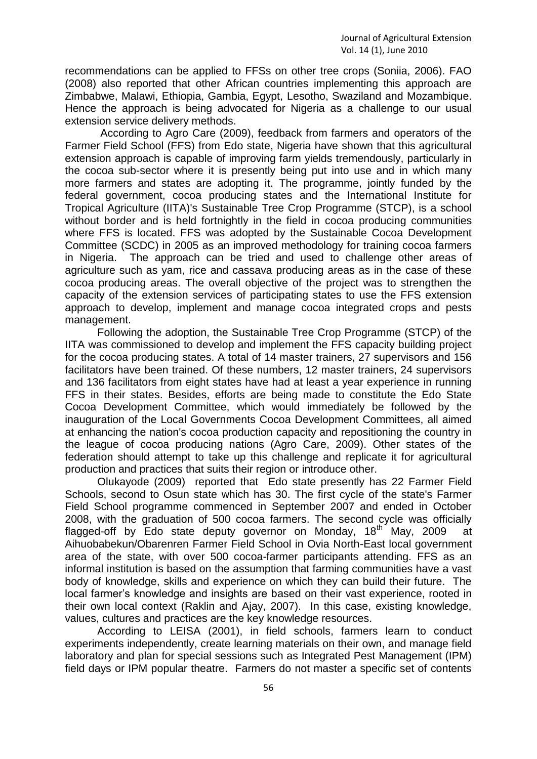recommendations can be applied to FFSs on other tree crops (Soniia, 2006). FAO (2008) also reported that other African countries implementing this approach are Zimbabwe, Malawi, Ethiopia, Gambia, Egypt, Lesotho, Swaziland and Mozambique. Hence the approach is being advocated for Nigeria as a challenge to our usual extension service delivery methods.

According to Agro Care (2009), feedback from farmers and operators of the Farmer Field School (FFS) from Edo state, Nigeria have shown that this agricultural extension approach is capable of improving farm yields tremendously, particularly in the cocoa sub-sector where it is presently being put into use and in which many more farmers and states are adopting it. The programme, jointly funded by the federal government, cocoa producing states and the International Institute for Tropical Agriculture (IITA)'s Sustainable Tree Crop Programme (STCP), is a school without border and is held fortnightly in the field in cocoa producing communities where FFS is located. FFS was adopted by the Sustainable Cocoa Development Committee (SCDC) in 2005 as an improved methodology for training cocoa farmers in Nigeria. The approach can be tried and used to challenge other areas of agriculture such as yam, rice and cassava producing areas as in the case of these cocoa producing areas. The overall objective of the project was to strengthen the capacity of the extension services of participating states to use the FFS extension approach to develop, implement and manage cocoa integrated crops and pests management.

Following the adoption, the Sustainable Tree Crop Programme (STCP) of the IITA was commissioned to develop and implement the FFS capacity building project for the cocoa producing states. A total of 14 master trainers, 27 supervisors and 156 facilitators have been trained. Of these numbers, 12 master trainers, 24 supervisors and 136 facilitators from eight states have had at least a year experience in running FFS in their states. Besides, efforts are being made to constitute the Edo State Cocoa Development Committee, which would immediately be followed by the inauguration of the Local Governments Cocoa Development Committees, all aimed at enhancing the nation's cocoa production capacity and repositioning the country in the league of cocoa producing nations (Agro Care, 2009). Other states of the federation should attempt to take up this challenge and replicate it for agricultural production and practices that suits their region or introduce other.

Olukayode (2009) reported that Edo state presently has 22 Farmer Field Schools, second to Osun state which has 30. The first cycle of the state's Farmer Field School programme commenced in September 2007 and ended in October 2008, with the graduation of 500 cocoa farmers. The second cycle was officially flagged-off by Edo state deputy governor on Monday, 18th May, 2009 at Aihuobabekun/Obarenren Farmer Field School in Ovia North-East local government area of the state, with over 500 cocoa-farmer participants attending. FFS as an informal institution is based on the assumption that farming communities have a vast body of knowledge, skills and experience on which they can build their future. The local farmer's knowledge and insights are based on their vast experience, rooted in their own local context (Raklin and Ajay, 2007). In this case, existing knowledge, values, cultures and practices are the key knowledge resources.

According to LEISA (2001), in field schools, farmers learn to conduct experiments independently, create learning materials on their own, and manage field laboratory and plan for special sessions such as Integrated Pest Management (IPM) field days or IPM popular theatre. Farmers do not master a specific set of contents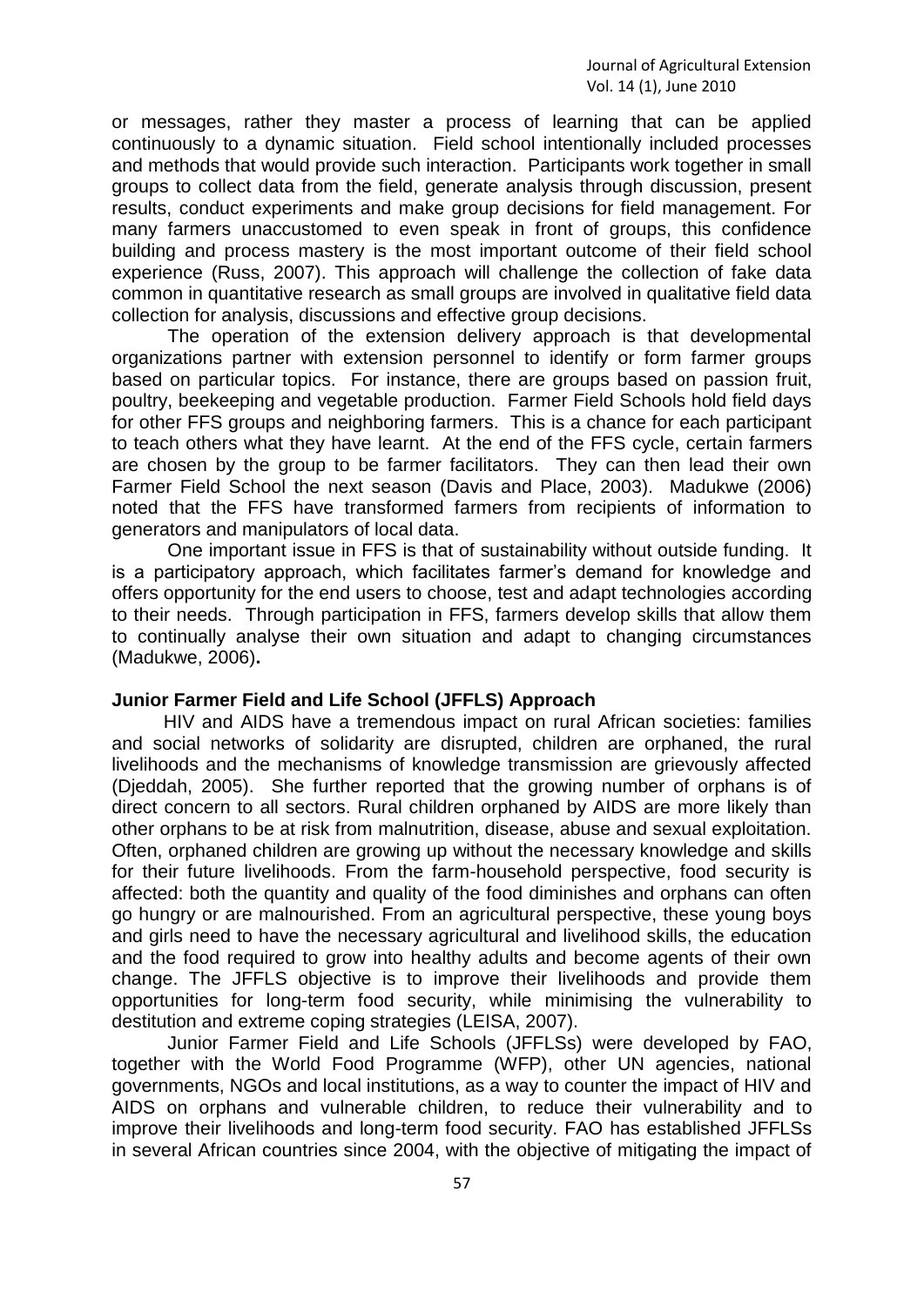or messages, rather they master a process of learning that can be applied continuously to a dynamic situation. Field school intentionally included processes and methods that would provide such interaction. Participants work together in small groups to collect data from the field, generate analysis through discussion, present results, conduct experiments and make group decisions for field management. For many farmers unaccustomed to even speak in front of groups, this confidence building and process mastery is the most important outcome of their field school experience (Russ, 2007). This approach will challenge the collection of fake data common in quantitative research as small groups are involved in qualitative field data collection for analysis, discussions and effective group decisions.

The operation of the extension delivery approach is that developmental organizations partner with extension personnel to identify or form farmer groups based on particular topics. For instance, there are groups based on passion fruit, poultry, beekeeping and vegetable production. Farmer Field Schools hold field days for other FFS groups and neighboring farmers. This is a chance for each participant to teach others what they have learnt. At the end of the FFS cycle, certain farmers are chosen by the group to be farmer facilitators. They can then lead their own Farmer Field School the next season (Davis and Place, 2003). Madukwe (2006) noted that the FFS have transformed farmers from recipients of information to generators and manipulators of local data.

One important issue in FFS is that of sustainability without outside funding. It is a participatory approach, which facilitates farmer's demand for knowledge and offers opportunity for the end users to choose, test and adapt technologies according to their needs. Through participation in FFS, farmers develop skills that allow them to continually analyse their own situation and adapt to changing circumstances (Madukwe, 2006).

### Junior Farmer Field and Life School (JFFLS) Approach

HIV and AIDS have a tremendous impact on rural African societies: families and social networks of solidarity are disrupted, children are orphaned, the rural livelihoods and the mechanisms of knowledge transmission are grievously affected (Djeddah, 2005). She further reported that the growing number of orphans is of direct concern to all sectors. Rural children orphaned by AIDS are more likely than other orphans to be at risk from malnutrition, disease, abuse and sexual exploitation. Often, orphaned children are growing up without the necessary knowledge and skills for their future livelihoods. From the farm-household perspective, food security is affected: both the quantity and quality of the food diminishes and orphans can often go hungry or are malnourished. From an agricultural perspective, these young boys and girls need to have the necessary agricultural and livelihood skills, the education and the food required to grow into healthy adults and become agents of their own change. The JFFLS objective is to improve their livelihoods and provide them opportunities for long-term food security, while minimising the vulnerability to destitution and extreme coping strategies (LEISA, 2007).

Junior Farmer Field and Life Schools (JFFLSs) were developed by FAO, together with the World Food Programme (WFP), other UN agencies, national governments, NGOs and local institutions, as a way to counter the impact of HIV and AIDS on orphans and vulnerable children, to reduce their vulnerability and to improve their livelihoods and long-term food security. FAO has established JFFLSs in several African countries since 2004, with the objective of mitigating the impact of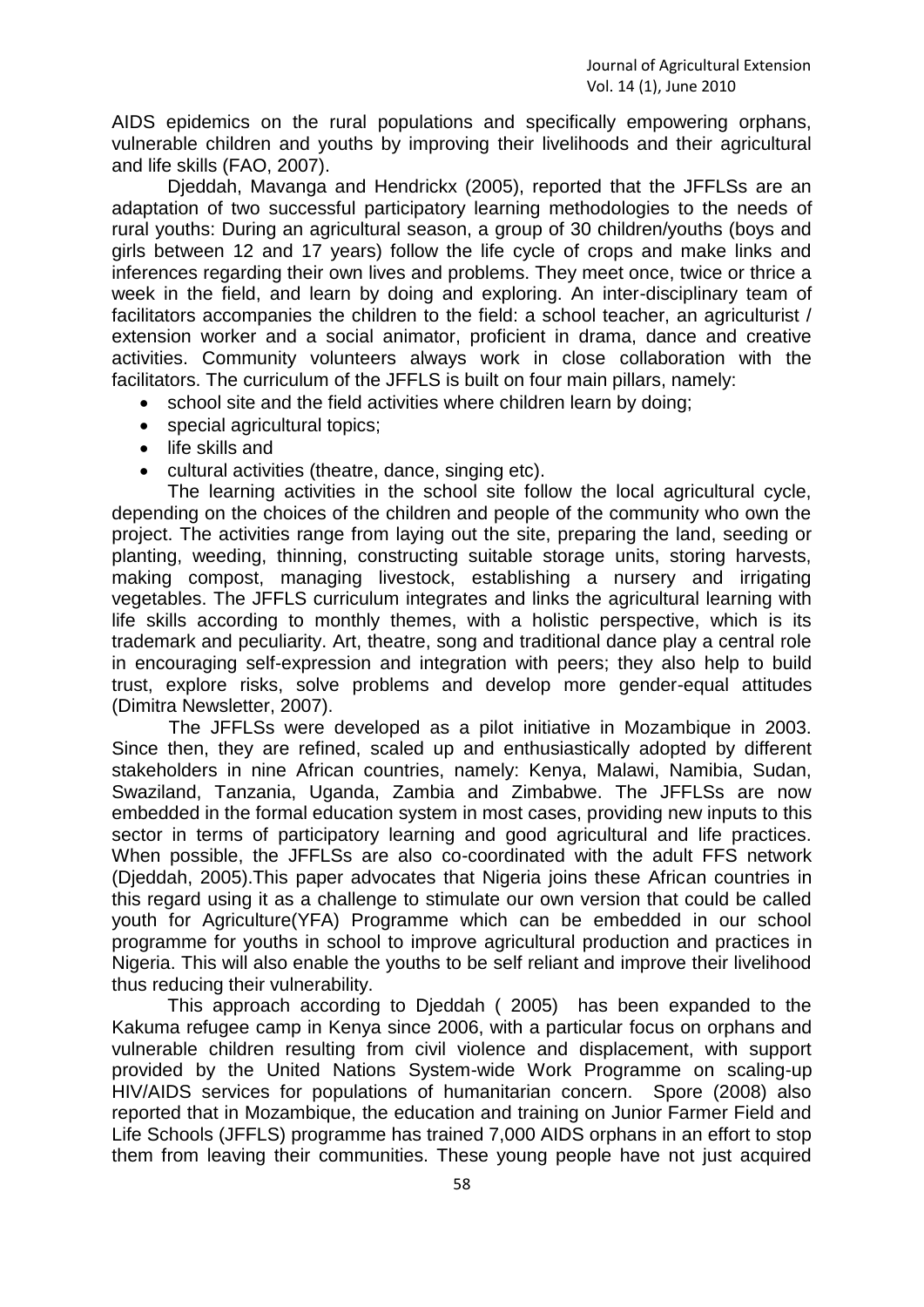AIDS epidemics on the rural populations and specifically empowering orphans, vulnerable children and youths by improving their livelihoods and their agricultural and life skills (FAO, 2007).

Djeddah, Mavanga and Hendrickx (2005), reported that the JFFLSs are an adaptation of two successful participatory learning methodologies to the needs of rural youths: During an agricultural season, a group of 30 children/youths (boys and girls between 12 and 17 years) follow the life cycle of crops and make links and inferences regarding their own lives and problems. They meet once, twice or thrice a week in the field, and learn by doing and exploring. An inter-disciplinary team of facilitators accompanies the children to the field: a school teacher, an agriculturist / extension worker and a social animator, proficient in drama, dance and creative activities. Community volunteers always work in close collaboration with the facilitators. The curriculum of the JFFLS is built on four main pillars, namely:

- school site and the field activities where children learn by doing;
- special agricultural topics;
- life skills and
- cultural activities (theatre, dance, singing etc).

The learning activities in the school site follow the local agricultural cycle, depending on the choices of the children and people of the community who own the project. The activities range from laying out the site, preparing the land, seeding or planting, weeding, thinning, constructing suitable storage units, storing harvests, making compost, managing livestock, establishing a nursery and irrigating vegetables. The JFFLS curriculum integrates and links the agricultural learning with life skills according to monthly themes, with a holistic perspective, which is its trademark and peculiarity. Art, theatre, song and traditional dance play a central role in encouraging self-expression and integration with peers; they also help to build trust, explore risks, solve problems and develop more gender-equal attitudes (Dimitra Newsletter, 2007).

The JFFLSs were developed as a pilot initiative in Mozambique in 2003. Since then, they are refined, scaled up and enthusiastically adopted by different stakeholders in nine African countries, namely: Kenya, Malawi, Namibia, Sudan, Swaziland, Tanzania, Uganda, Zambia and Zimbabwe. The JFFLSs are now embedded in the formal education system in most cases, providing new inputs to this sector in terms of participatory learning and good agricultural and life practices. When possible, the JFFLSs are also co-coordinated with the adult FFS network (Djeddah, 2005).This paper advocates that Nigeria joins these African countries in this regard using it as a challenge to stimulate our own version that could be called youth for Agriculture(YFA) Programme which can be embedded in our school programme for youths in school to improve agricultural production and practices in Nigeria. This will also enable the youths to be self reliant and improve their livelihood thus reducing their vulnerability.

This approach according to Djeddah ( 2005) has been expanded to the Kakuma refugee camp in Kenya since 2006, with a particular focus on orphans and vulnerable children resulting from civil violence and displacement, with support provided by the United Nations System-wide Work Programme on scaling-up HIV/AIDS services for populations of humanitarian concern. Spore (2008) also reported that in Mozambique, the education and training on Junior Farmer Field and Life Schools (JFFLS) programme has trained 7,000 AIDS orphans in an effort to stop them from leaving their communities. These young people have not just acquired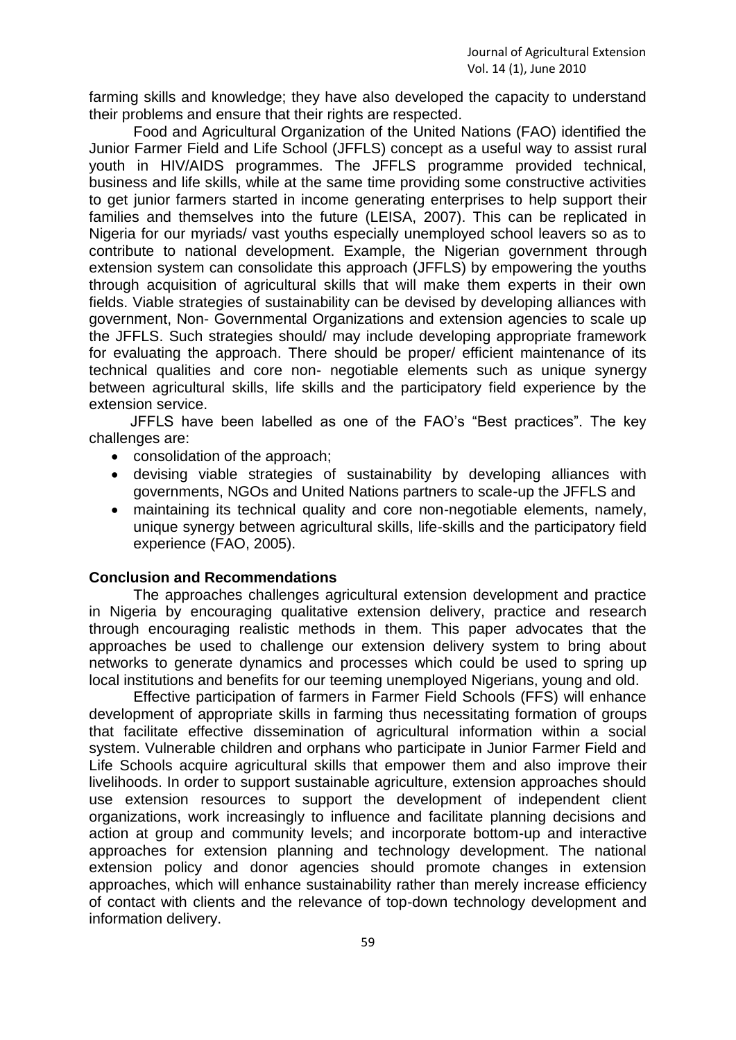farming skills and knowledge; they have also developed the capacity to understand their problems and ensure that their rights are respected.

Food and Agricultural Organization of the United Nations (FAO) identified the Junior Farmer Field and Life School (JFFLS) concept as a useful way to assist rural youth in HIV/AIDS programmes. The JFFLS programme provided technical, business and life skills, while at the same time providing some constructive activities to get junior farmers started in income generating enterprises to help support their families and themselves into the future (LEISA, 2007). This can be replicated in Nigeria for our myriads/ vast youths especially unemployed school leavers so as to contribute to national development. Example, the Nigerian government through extension system can consolidate this approach (JFFLS) by empowering the youths through acquisition of agricultural skills that will make them experts in their own fields. Viable strategies of sustainability can be devised by developing alliances with government, Non- Governmental Organizations and extension agencies to scale up the JFFLS. Such strategies should/ may include developing appropriate framework for evaluating the approach. There should be proper/ efficient maintenance of its technical qualities and core non- negotiable elements such as unique synergy between agricultural skills, life skills and the participatory field experience by the extension service.

JFFLS have been labelled as one of the FAO's "Best practices". The key challenges are:

- consolidation of the approach;
- devising viable strategies of sustainability by developing alliances with governments, NGOs and United Nations partners to scale-up the JFFLS and
- maintaining its technical quality and core non-negotiable elements, namely, unique synergy between agricultural skills, life-skills and the participatory field experience (FAO, 2005).

## Conclusion and Recommendations

The approaches challenges agricultural extension development and practice in Nigeria by encouraging qualitative extension delivery, practice and research through encouraging realistic methods in them. This paper advocates that the approaches be used to challenge our extension delivery system to bring about networks to generate dynamics and processes which could be used to spring up local institutions and benefits for our teeming unemployed Nigerians, young and old.

Effective participation of farmers in Farmer Field Schools (FFS) will enhance development of appropriate skills in farming thus necessitating formation of groups that facilitate effective dissemination of agricultural information within a social system. Vulnerable children and orphans who participate in Junior Farmer Field and Life Schools acquire agricultural skills that empower them and also improve their livelihoods. In order to support sustainable agriculture, extension approaches should use extension resources to support the development of independent client organizations, work increasingly to influence and facilitate planning decisions and action at group and community levels; and incorporate bottom-up and interactive approaches for extension planning and technology development. The national extension policy and donor agencies should promote changes in extension approaches, which will enhance sustainability rather than merely increase efficiency of contact with clients and the relevance of top-down technology development and information delivery.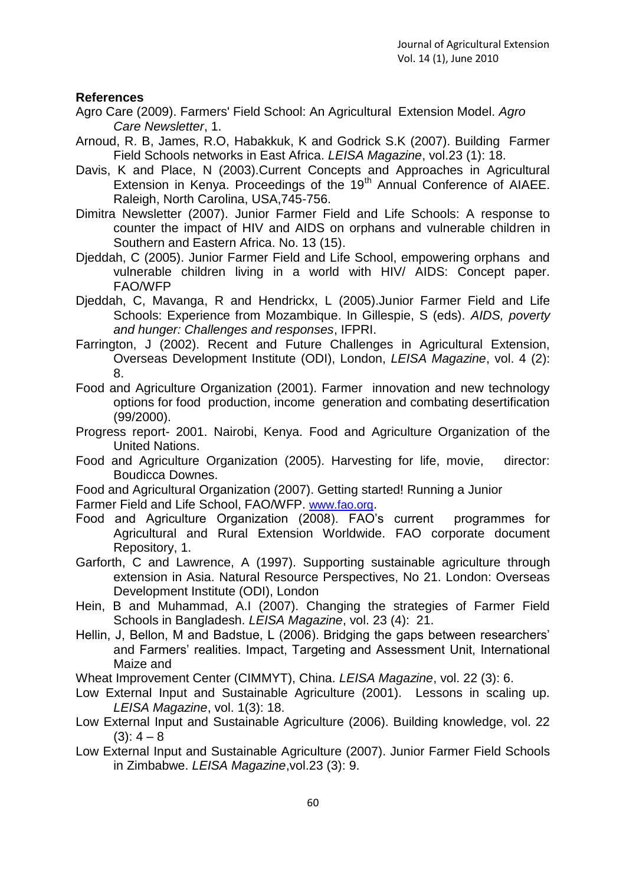## References

Agro Care (2009). Farmers' Field School: An Agricultural Extension Model. *Agro Care Newsletter*, 1.

Arnoud, R. B, James, R.O, Habakkuk, K and Godrick S.K (2007). Building Farmer Field Schools networks in East Africa. *LEISA Magazine*, vol.23 (1): 18.

Davis, K and Place, N (2003).Current Concepts and Approaches in Agricultural Extension in Kenya. Proceedings of the 19th Annual Conference of AIAEE. Raleigh, North Carolina, USA,745-756.

Dimitra Newsletter (2007). Junior Farmer Field and Life Schools: A response to counter the impact of HIV and AIDS on orphans and vulnerable children in Southern and Eastern Africa. No. 13 (15).

Djeddah, C (2005). Junior Farmer Field and Life School, empowering orphans and vulnerable children living in a world with HIV/ AIDS: Concept paper. FAO/WFP

Djeddah, C, Mavanga, R and Hendrickx, L (2005).Junior Farmer Field and Life Schools: Experience from Mozambique. In Gillespie, S (eds). *AIDS, poverty and hunger: Challenges and responses*, IFPRI.

Farrington, J (2002). Recent and Future Challenges in Agricultural Extension, Overseas Development Institute (ODI), London, *LEISA Magazine*, vol. 4 (2): 8.

Food and Agriculture Organization (2001). Farmer innovation and new technology options for food production, income generation and combating desertification (99/2000).

Progress report- 2001. Nairobi, Kenya. Food and Agriculture Organization of the United Nations.

Food and Agriculture Organization (2005). Harvesting for life, movie, director: Boudicca Downes.

Food and Agricultural Organization (2007). Getting started! Running a Junior

Farmer Field and Life School, FAO/WFP. www.fao.org.

Food and Agriculture Organization (2008). FAO's current programmes for Agricultural and Rural Extension Worldwide. FAO corporate document Repository, 1.

Garforth, C and Lawrence, A (1997). Supporting sustainable agriculture through extension in Asia. Natural Resource Perspectives, No 21. London: Overseas Development Institute (ODI), London

Hein, B and Muhammad, A.I (2007). Changing the strategies of Farmer Field Schools in Bangladesh. *LEISA Magazine*, vol. 23 (4): 21.

Hellin, J, Bellon, M and Badstue, L (2006). Bridging the gaps between researchers' and Farmers' realities. Impact, Targeting and Assessment Unit, International Maize and

Wheat Improvement Center (CIMMYT), China. *LEISA Magazine*, vol. 22 (3): 6.

Low External Input and Sustainable Agriculture (2001). Lessons in scaling up. *LEISA Magazine*, vol. 1(3): 18.

Low External Input and Sustainable Agriculture (2006). Building knowledge, vol. 22 (3): 4 – 8

Low External Input and Sustainable Agriculture (2007). Junior Farmer Field Schools in Zimbabwe. *LEISA Magazine*,vol.23 (3): 9.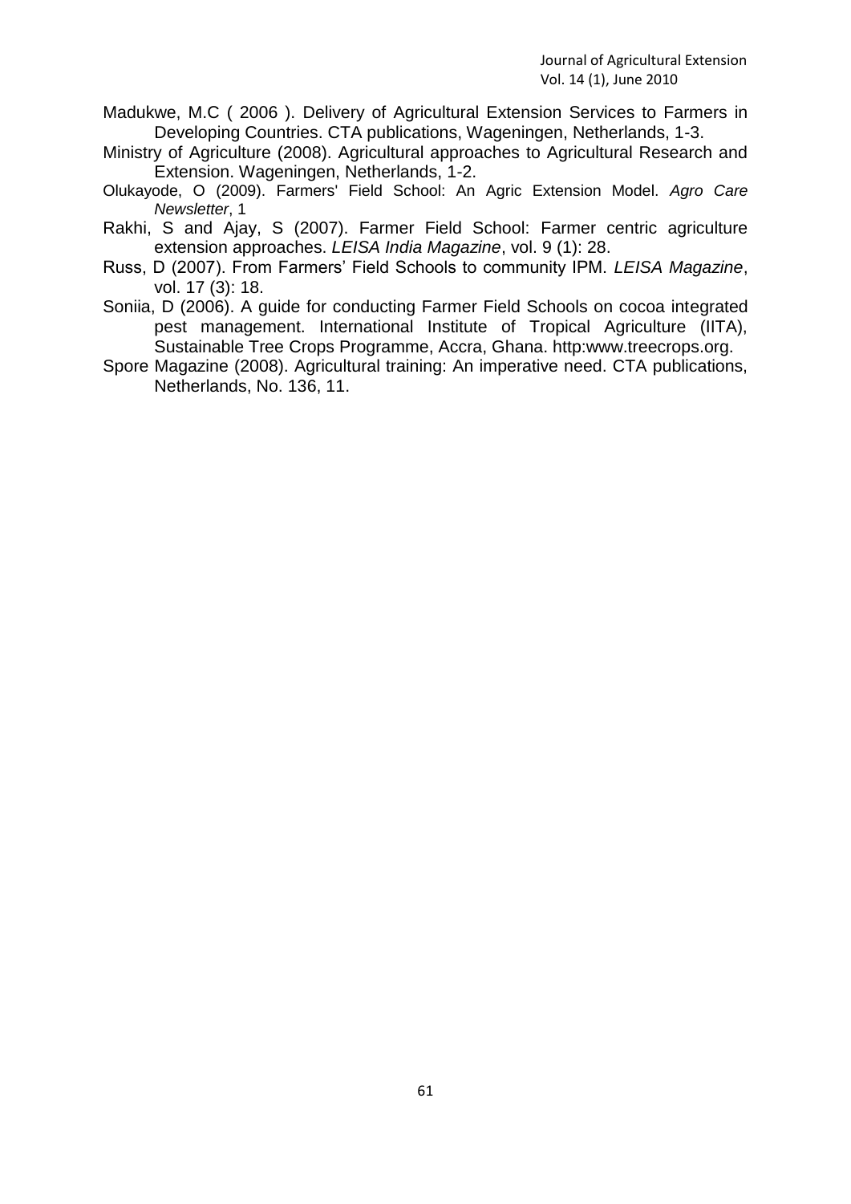Madukwe, M.C ( 2006 ). Delivery of Agricultural Extension Services to Farmers in Developing Countries. CTA publications, Wageningen, Netherlands, 1-3.

Ministry of Agriculture (2008). Agricultural approaches to Agricultural Research and Extension. Wageningen, Netherlands, 1-2.

Olukayode, O (2009). Farmers' Field School: An Agric Extension Model. *Agro Care Newsletter*, 1

Rakhi, S and Ajay, S (2007). Farmer Field School: Farmer centric agriculture extension approaches. *LEISA India Magazine*, vol. 9 (1): 28.

Russ, D (2007). From Farmers' Field Schools to community IPM. *LEISA Magazine*, vol. 17 (3): 18.

Soniia, D (2006). A guide for conducting Farmer Field Schools on cocoa integrated pest management. International Institute of Tropical Agriculture (IITA), Sustainable Tree Crops Programme, Accra, Ghana. http:www.treecrops.org.

Spore Magazine (2008). Agricultural training: An imperative need. CTA publications, Netherlands, No. 136, 11.